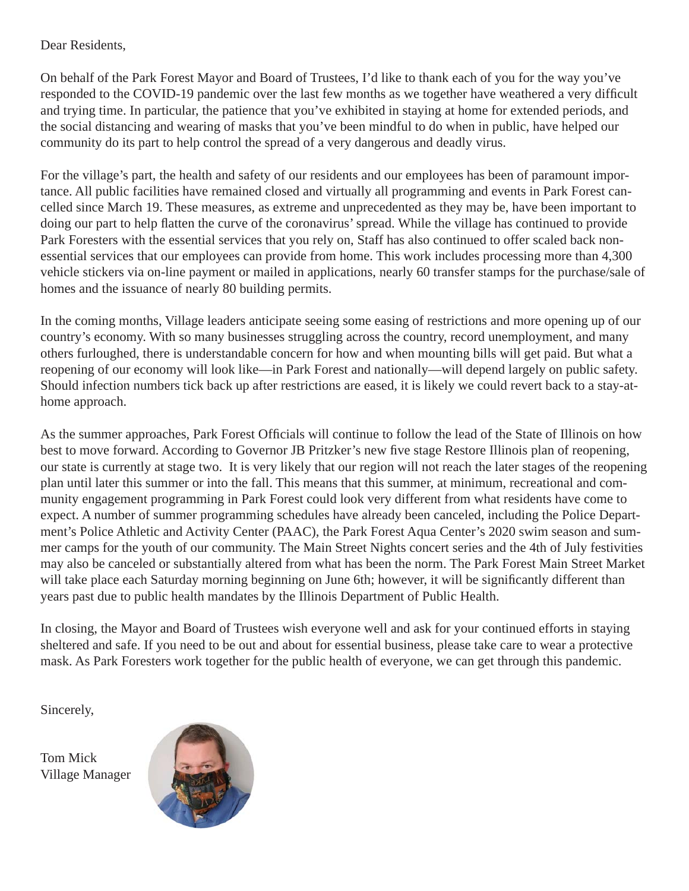Dear Residents,

On behalf of the Park Forest Mayor and Board of Trustees, I'd like to thank each of you for the way you've responded to the COVID-19 pandemic over the last few months as we together have weathered a very difficult and trying time. In particular, the patience that you've exhibited in staying at home for extended periods, and the social distancing and wearing of masks that you've been mindful to do when in public, have helped our community do its part to help control the spread of a very dangerous and deadly virus.

For the village's part, the health and safety of our residents and our employees has been of paramount importance. All public facilities have remained closed and virtually all programming and events in Park Forest cancelled since March 19. These measures, as extreme and unprecedented as they may be, have been important to doing our part to help flatten the curve of the coronavirus' spread. While the village has continued to provide Park Foresters with the essential services that you rely on, Staff has also continued to offer scaled back non-essential services that our employees can provide from home. This work includes processing more than 4,300 vehicle stickers via on-line payment or mailed in applications, nearly 60 transfer stamps for the purchase/sale of homes and the issuance of nearly 80 building permits.

In the coming months, Village leaders anticipate seeing some easing of restrictions and more opening up of our country's economy. With so many businesses struggling across the country, record unemployment, and many others furloughed, there is understandable concern for how and when mounting bills will get paid. But what a reopening of our economy will look like—in Park Forest and nationally—will depend largely on public safety. Should infection numbers tick back up after restrictions are eased, it is likely we could revert back to a stay-at-home approach.

As the summer approaches, Park Forest Officials will continue to follow the lead of the State of Illinois on how best to move forward. According to Governor JB Pritzker's new five stage Restore Illinois plan of reopening, our state is currently at stage two. It is very likely that our region will not reach the later stages of the reopening plan until later this summer or into the fall. This means that this summer, at minimum, recreational and community engagement programming in Park Forest could look very different from what residents have come to expect. A number of summer programming schedules have already been canceled, including the Police Department's Police Athletic and Activity Center (PAAC), the Park Forest Aqua Center's 2020 swim season and summer camps for the youth of our community. The Main Street Nights concert series and the 4th of July festivities may also be canceled or substantially altered from what has been the norm. The Park Forest Main Street Market will take place each Saturday morning beginning on June 6th; however, it will be significantly different than years past due to public health mandates by the Illinois Department of Public Health.

In closing, the Mayor and Board of Trustees wish everyone well and ask for your continued efforts in staying sheltered and safe. If you need to be out and about for essential business, please take care to wear a protective mask. As Park Foresters work together for the public health of everyone, we can get through this pandemic.

Sincerely,

Tom Mick
Village Manager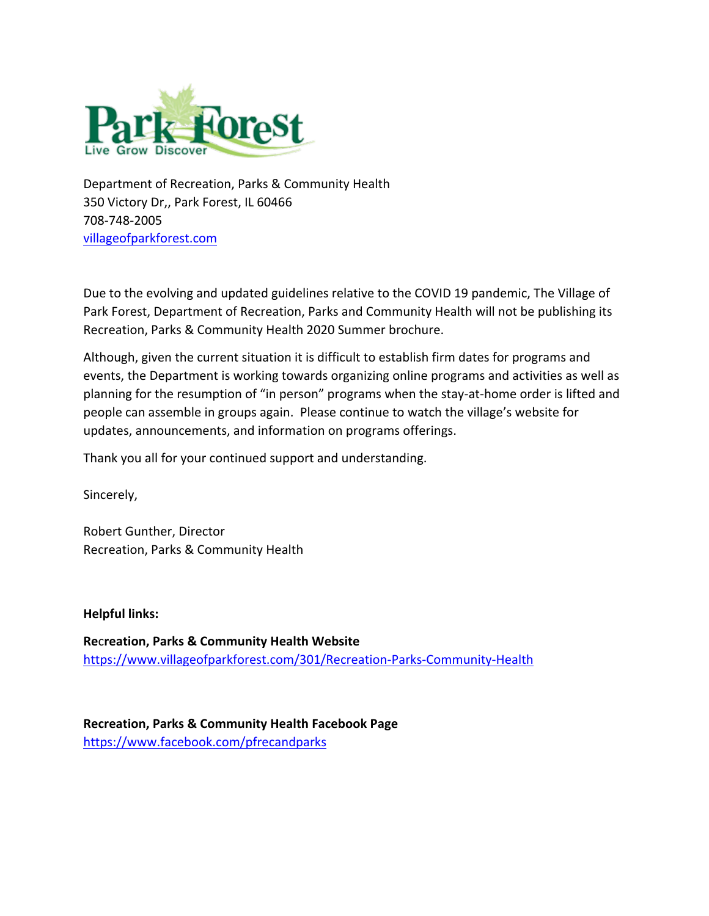Park Forest
Live Grow Discover

Department of Recreation, Parks & Community Health
350 Victory Dr,, Park Forest, IL 60466
708-748-2005
villageofparkforest.com

Due to the evolving and updated guidelines relative to the COVID 19 pandemic, The Village of Park Forest, Department of Recreation, Parks and Community Health will not be publishing its Recreation, Parks & Community Health 2020 Summer brochure.

Although, given the current situation it is difficult to establish firm dates for programs and events, the Department is working towards organizing online programs and activities as well as planning for the resumption of "in person" programs when the stay-at-home order is lifted and people can assemble in groups again. Please continue to watch the village's website for updates, announcements, and information on programs offerings.

Thank you all for your continued support and understanding.

Sincerely,

Robert Gunther, Director
Recreation, Parks & Community Health

**Helpful links:**

**Recreation, Parks & Community Health Website**
https://www.villageofparkforest.com/301/Recreation-Parks-Community-Health

**Recreation, Parks & Community Health Facebook Page**
https://www.facebook.com/pfrecandparks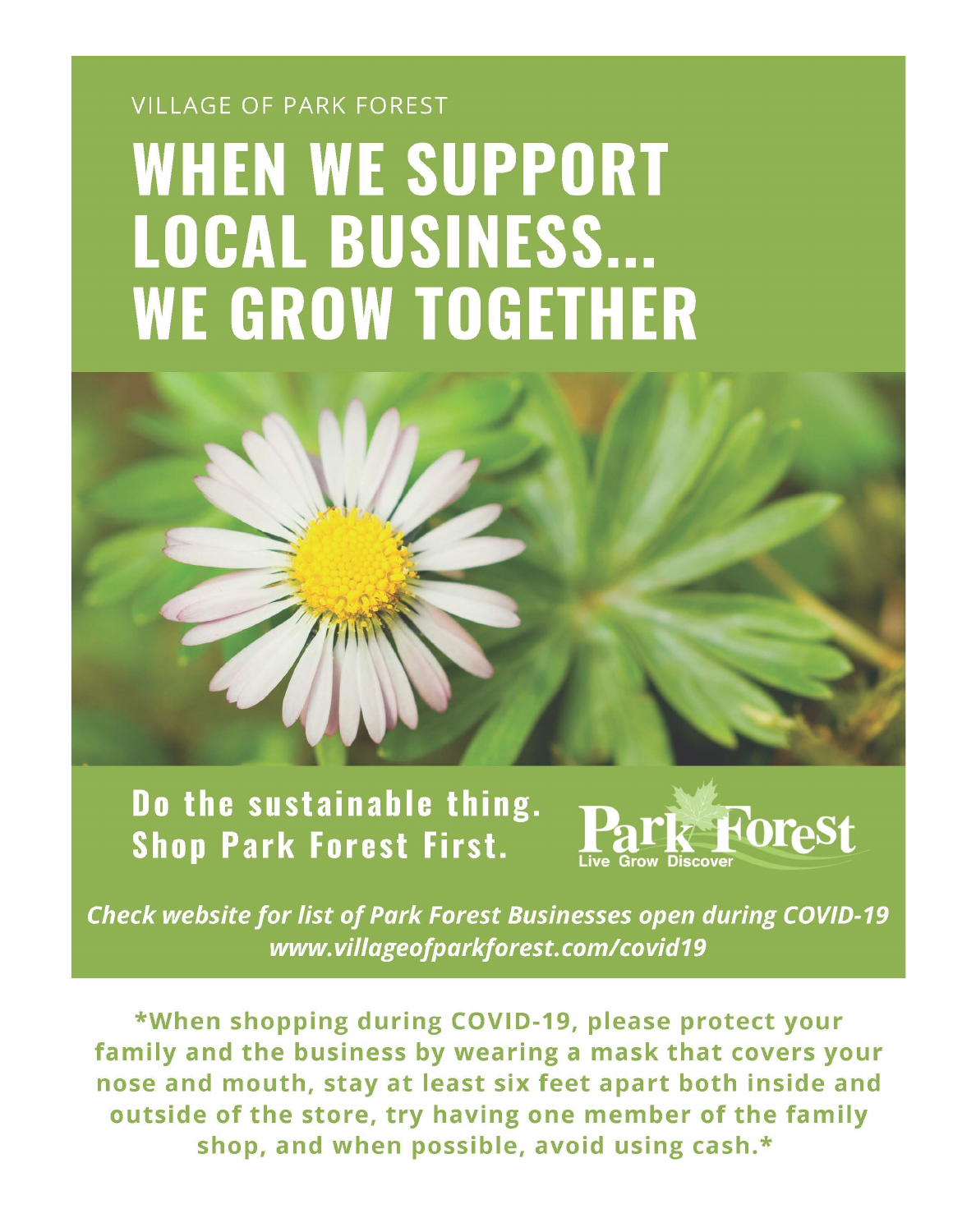VILLAGE OF PARK FOREST

# WHEN WE SUPPORT LOCAL BUSINESS... WE GROW TOGETHER

**Do the sustainable thing.**
**Shop Park Forest First.**

Park Forest
Live Grow Discover

***Check website for list of Park Forest Businesses open during COVID-19***
***www.villageofparkforest.com/covid19***

**\*When shopping during COVID-19, please protect your family and the business by wearing a mask that covers your nose and mouth, stay at least six feet apart both inside and outside of the store, try having one member of the family shop, and when possible, avoid using cash.\***